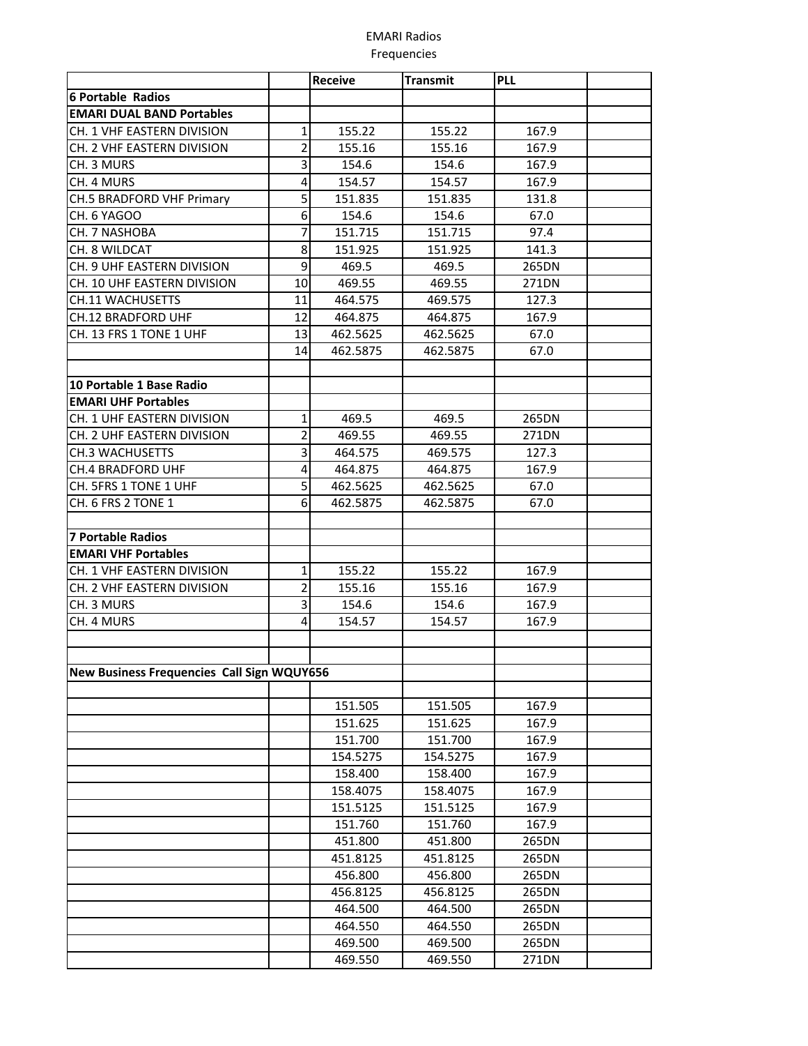EMARI Radios
Frequencies

| | | Receive | Transmit | PLL | |
|---|---|---|---|---|---|
| **6 Portable Radios** | | | | | |
| **EMARI DUAL BAND Portables** | | | | | |
| CH. 1 VHF EASTERN DIVISION | 1 | 155.22 | 155.22 | 167.9 | |
| CH. 2 VHF EASTERN DIVISION | 2 | 155.16 | 155.16 | 167.9 | |
| CH. 3 MURS | 3 | 154.6 | 154.6 | 167.9 | |
| CH. 4 MURS | 4 | 154.57 | 154.57 | 167.9 | |
| CH.5 BRADFORD VHF Primary | 5 | 151.835 | 151.835 | 131.8 | |
| CH. 6 YAGOO | 6 | 154.6 | 154.6 | 67.0 | |
| CH. 7 NASHOBA | 7 | 151.715 | 151.715 | 97.4 | |
| CH. 8 WILDCAT | 8 | 151.925 | 151.925 | 141.3 | |
| CH. 9 UHF EASTERN DIVISION | 9 | 469.5 | 469.5 | 265DN | |
| CH. 10 UHF EASTERN DIVISION | 10 | 469.55 | 469.55 | 271DN | |
| CH.11 WACHUSETTS | 11 | 464.575 | 469.575 | 127.3 | |
| CH.12 BRADFORD UHF | 12 | 464.875 | 464.875 | 167.9 | |
| CH. 13 FRS 1 TONE 1 UHF | 13 | 462.5625 | 462.5625 | 67.0 | |
| | 14 | 462.5875 | 462.5875 | 67.0 | |
| | | | | | |
| **10 Portable 1 Base Radio** | | | | | |
| **EMARI UHF Portables** | | | | | |
| CH. 1 UHF EASTERN DIVISION | 1 | 469.5 | 469.5 | 265DN | |
| CH. 2 UHF EASTERN DIVISION | 2 | 469.55 | 469.55 | 271DN | |
| CH.3 WACHUSETTS | 3 | 464.575 | 469.575 | 127.3 | |
| CH.4 BRADFORD UHF | 4 | 464.875 | 464.875 | 167.9 | |
| CH. 5FRS 1 TONE 1 UHF | 5 | 462.5625 | 462.5625 | 67.0 | |
| CH. 6 FRS 2 TONE 1 | 6 | 462.5875 | 462.5875 | 67.0 | |
| | | | | | |
| **7 Portable Radios** | | | | | |
| **EMARI VHF Portables** | | | | | |
| CH. 1 VHF EASTERN DIVISION | 1 | 155.22 | 155.22 | 167.9 | |
| CH. 2 VHF EASTERN DIVISION | 2 | 155.16 | 155.16 | 167.9 | |
| CH. 3 MURS | 3 | 154.6 | 154.6 | 167.9 | |
| CH. 4 MURS | 4 | 154.57 | 154.57 | 167.9 | |
| | | | | | |
| | | | | | |
| **New Business Frequencies Call Sign WQUY656** | | | | | |
| | | | | | |
| | | 151.505 | 151.505 | 167.9 | |
| | | 151.625 | 151.625 | 167.9 | |
| | | 151.700 | 151.700 | 167.9 | |
| | | 154.5275 | 154.5275 | 167.9 | |
| | | 158.400 | 158.400 | 167.9 | |
| | | 158.4075 | 158.4075 | 167.9 | |
| | | 151.5125 | 151.5125 | 167.9 | |
| | | 151.760 | 151.760 | 167.9 | |
| | | 451.800 | 451.800 | 265DN | |
| | | 451.8125 | 451.8125 | 265DN | |
| | | 456.800 | 456.800 | 265DN | |
| | | 456.8125 | 456.8125 | 265DN | |
| | | 464.500 | 464.500 | 265DN | |
| | | 464.550 | 464.550 | 265DN | |
| | | 469.500 | 469.500 | 265DN | |
| | | 469.550 | 469.550 | 271DN | |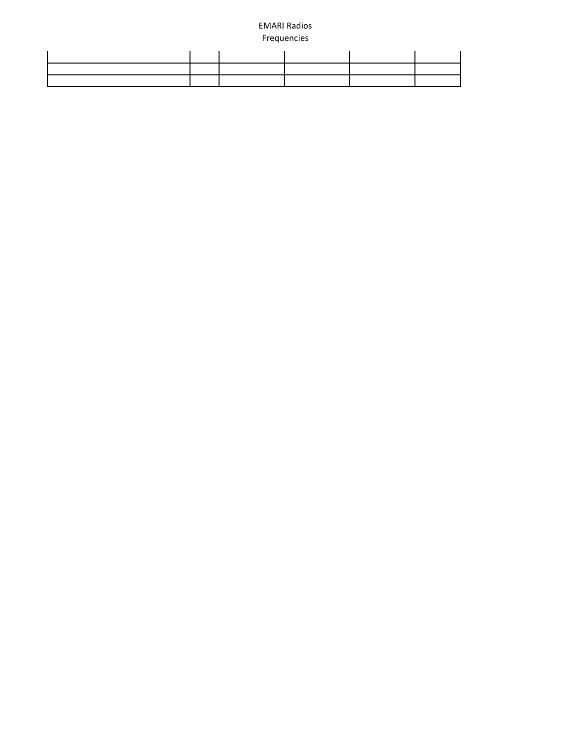EMARI Radios

Frequencies

| | | | | | |
|---|---|---|---|---|---|
| | | | | | |
| | | | | | |
| | | | | | |